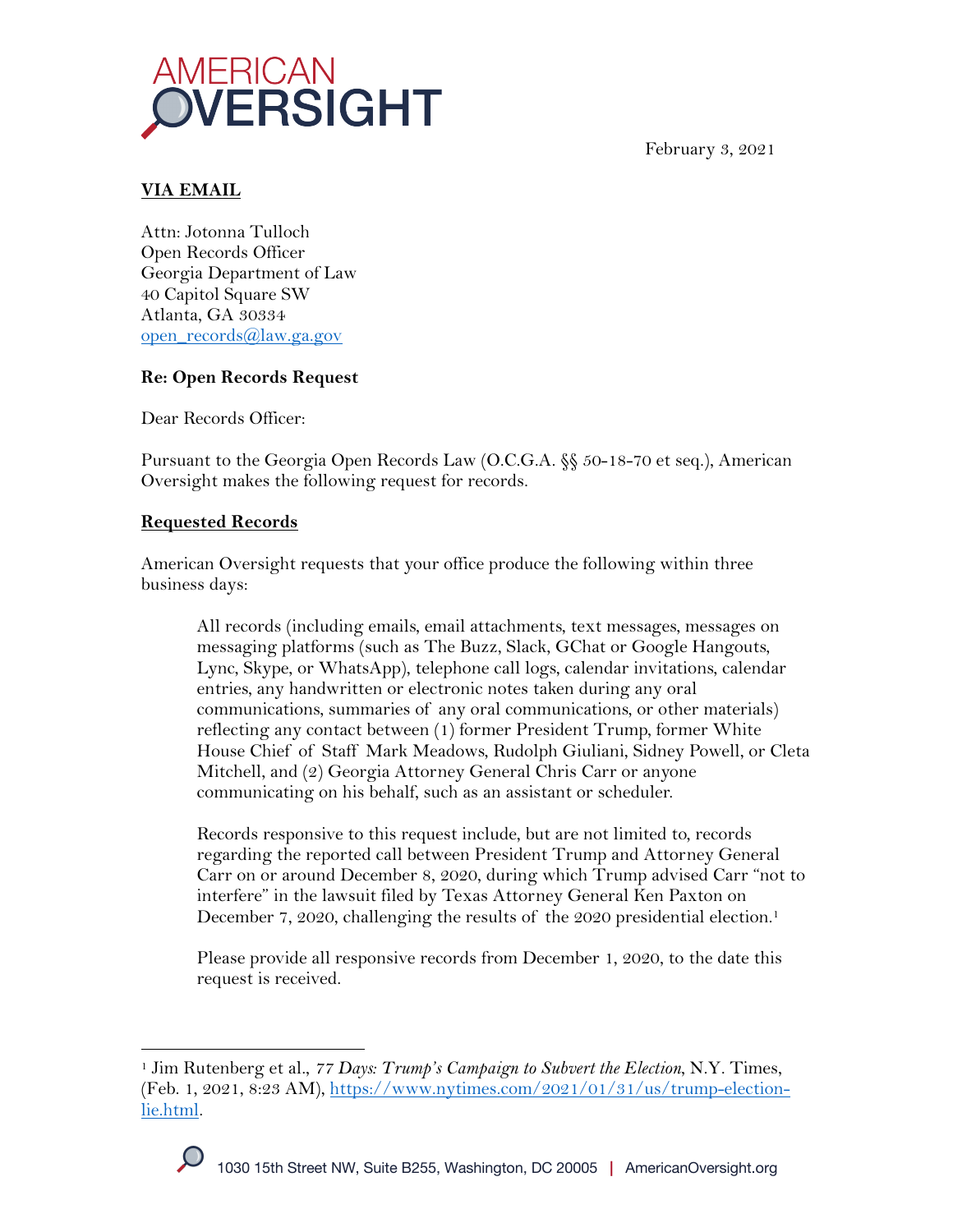AMERICAN OVERSIGHT

February 3, 2021

**VIA EMAIL**

Attn: Jotonna Tulloch
Open Records Officer
Georgia Department of Law
40 Capitol Square SW
Atlanta, GA 30334
open_records@law.ga.gov

**Re: Open Records Request**

Dear Records Officer:

Pursuant to the Georgia Open Records Law (O.C.G.A. §§ 50-18-70 et seq.), American Oversight makes the following request for records.

**Requested Records**

American Oversight requests that your office produce the following within three business days:

> All records (including emails, email attachments, text messages, messages on messaging platforms (such as The Buzz, Slack, GChat or Google Hangouts, Lync, Skype, or WhatsApp), telephone call logs, calendar invitations, calendar entries, any handwritten or electronic notes taken during any oral communications, summaries of any oral communications, or other materials) reflecting any contact between (1) former President Trump, former White House Chief of Staff Mark Meadows, Rudolph Giuliani, Sidney Powell, or Cleta Mitchell, and (2) Georgia Attorney General Chris Carr or anyone communicating on his behalf, such as an assistant or scheduler.
>
> Records responsive to this request include, but are not limited to, records regarding the reported call between President Trump and Attorney General Carr on or around December 8, 2020, during which Trump advised Carr "not to interfere" in the lawsuit filed by Texas Attorney General Ken Paxton on December 7, 2020, challenging the results of the 2020 presidential election.[1]
>
> Please provide all responsive records from December 1, 2020, to the date this request is received.

[1] Jim Rutenberg et al., *77 Days: Trump's Campaign to Subvert the Election*, N.Y. Times, (Feb. 1, 2021, 8:23 AM), https://www.nytimes.com/2021/01/31/us/trump-election-lie.html.

1030 15th Street NW, Suite B255, Washington, DC 20005 | AmericanOversight.org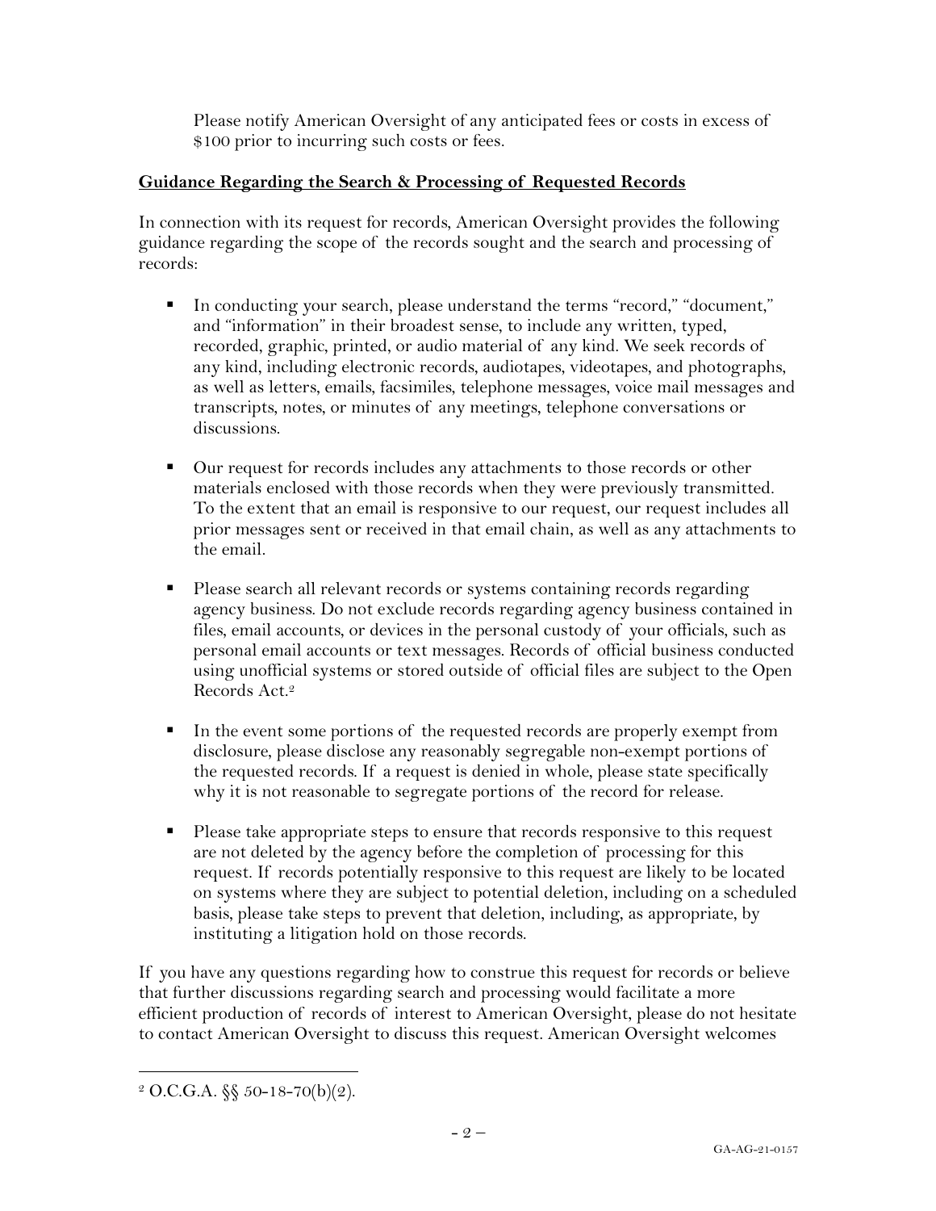Please notify American Oversight of any anticipated fees or costs in excess of $100 prior to incurring such costs or fees.

**Guidance Regarding the Search & Processing of Requested Records**

In connection with its request for records, American Oversight provides the following guidance regarding the scope of the records sought and the search and processing of records:

- In conducting your search, please understand the terms "record," "document," and "information" in their broadest sense, to include any written, typed, recorded, graphic, printed, or audio material of any kind. We seek records of any kind, including electronic records, audiotapes, videotapes, and photographs, as well as letters, emails, facsimiles, telephone messages, voice mail messages and transcripts, notes, or minutes of any meetings, telephone conversations or discussions.

- Our request for records includes any attachments to those records or other materials enclosed with those records when they were previously transmitted. To the extent that an email is responsive to our request, our request includes all prior messages sent or received in that email chain, as well as any attachments to the email.

- Please search all relevant records or systems containing records regarding agency business. Do not exclude records regarding agency business contained in files, email accounts, or devices in the personal custody of your officials, such as personal email accounts or text messages. Records of official business conducted using unofficial systems or stored outside of official files are subject to the Open Records Act.[2]

- In the event some portions of the requested records are properly exempt from disclosure, please disclose any reasonably segregable non-exempt portions of the requested records. If a request is denied in whole, please state specifically why it is not reasonable to segregate portions of the record for release.

- Please take appropriate steps to ensure that records responsive to this request are not deleted by the agency before the completion of processing for this request. If records potentially responsive to this request are likely to be located on systems where they are subject to potential deletion, including on a scheduled basis, please take steps to prevent that deletion, including, as appropriate, by instituting a litigation hold on those records.

If you have any questions regarding how to construe this request for records or believe that further discussions regarding search and processing would facilitate a more efficient production of records of interest to American Oversight, please do not hesitate to contact American Oversight to discuss this request. American Oversight welcomes

[2] O.C.G.A. §§ 50-18-70(b)(2).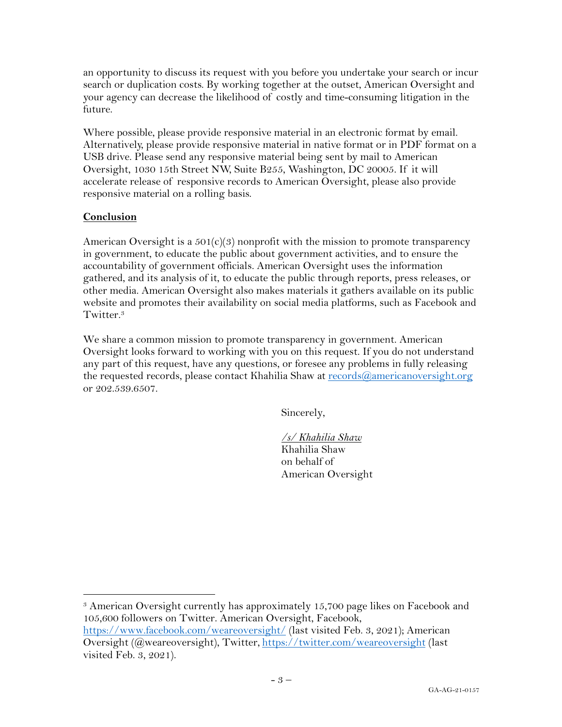an opportunity to discuss its request with you before you undertake your search or incur search or duplication costs. By working together at the outset, American Oversight and your agency can decrease the likelihood of costly and time-consuming litigation in the future.

Where possible, please provide responsive material in an electronic format by email. Alternatively, please provide responsive material in native format or in PDF format on a USB drive. Please send any responsive material being sent by mail to American Oversight, 1030 15th Street NW, Suite B255, Washington, DC 20005. If it will accelerate release of responsive records to American Oversight, please also provide responsive material on a rolling basis.

**Conclusion**

American Oversight is a 501(c)(3) nonprofit with the mission to promote transparency in government, to educate the public about government activities, and to ensure the accountability of government officials. American Oversight uses the information gathered, and its analysis of it, to educate the public through reports, press releases, or other media. American Oversight also makes materials it gathers available on its public website and promotes their availability on social media platforms, such as Facebook and Twitter.[3]

We share a common mission to promote transparency in government. American Oversight looks forward to working with you on this request. If you do not understand any part of this request, have any questions, or foresee any problems in fully releasing the requested records, please contact Khahilia Shaw at records@americanoversight.org or 202.539.6507.

Sincerely,

*/s/ Khahilia Shaw*
Khahilia Shaw
on behalf of
American Oversight

---

[3] American Oversight currently has approximately 15,700 page likes on Facebook and 105,600 followers on Twitter. American Oversight, Facebook, https://www.facebook.com/weareoversight/ (last visited Feb. 3, 2021); American Oversight (@weareoversight), Twitter, https://twitter.com/weareoversight (last visited Feb. 3, 2021).

GA-AG-21-0157